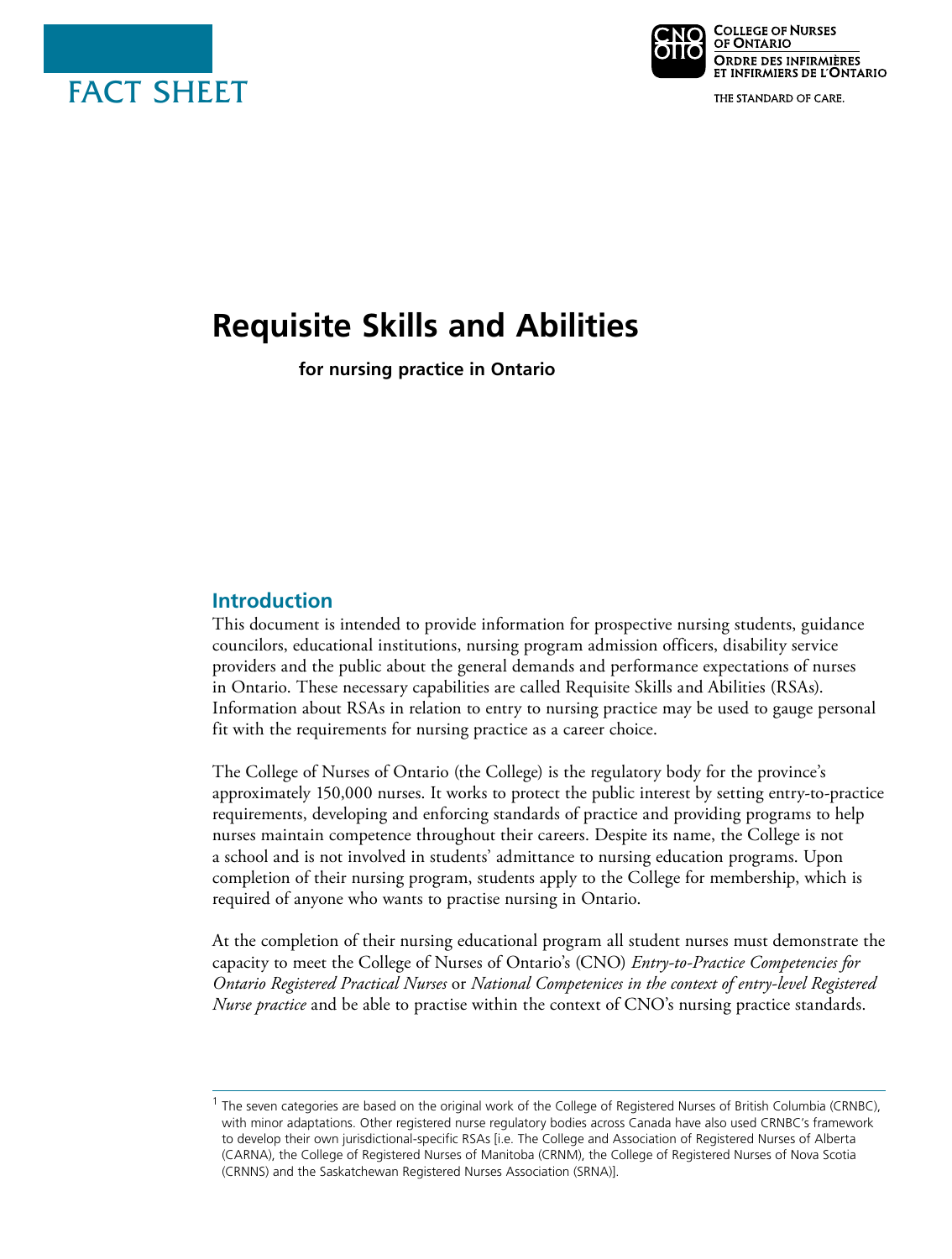FACT SHEET

College of Nurses of Ontario
Ordre des infirmières et infirmiers de l'Ontario

THE STANDARD OF CARE.

# Requisite Skills and Abilities

**for nursing practice in Ontario**

## Introduction

This document is intended to provide information for prospective nursing students, guidance councilors, educational institutions, nursing program admission officers, disability service providers and the public about the general demands and performance expectations of nurses in Ontario. These necessary capabilities are called Requisite Skills and Abilities (RSAs). Information about RSAs in relation to entry to nursing practice may be used to gauge personal fit with the requirements for nursing practice as a career choice.

The College of Nurses of Ontario (the College) is the regulatory body for the province's approximately 150,000 nurses. It works to protect the public interest by setting entry-to-practice requirements, developing and enforcing standards of practice and providing programs to help nurses maintain competence throughout their careers. Despite its name, the College is not a school and is not involved in students' admittance to nursing education programs. Upon completion of their nursing program, students apply to the College for membership, which is required of anyone who wants to practise nursing in Ontario.

At the completion of their nursing educational program all student nurses must demonstrate the capacity to meet the College of Nurses of Ontario's (CNO) *Entry-to-Practice Competencies for Ontario Registered Practical Nurses* or *National Competenices in the context of entry-level Registered Nurse practice* and be able to practise within the context of CNO's nursing practice standards.

---

[1] The seven categories are based on the original work of the College of Registered Nurses of British Columbia (CRNBC), with minor adaptations. Other registered nurse regulatory bodies across Canada have also used CRNBC's framework to develop their own jurisdictional-specific RSAs [i.e. The College and Association of Registered Nurses of Alberta (CARNA), the College of Registered Nurses of Manitoba (CRNM), the College of Registered Nurses of Nova Scotia (CRNNS) and the Saskatchewan Registered Nurses Association (SRNA)].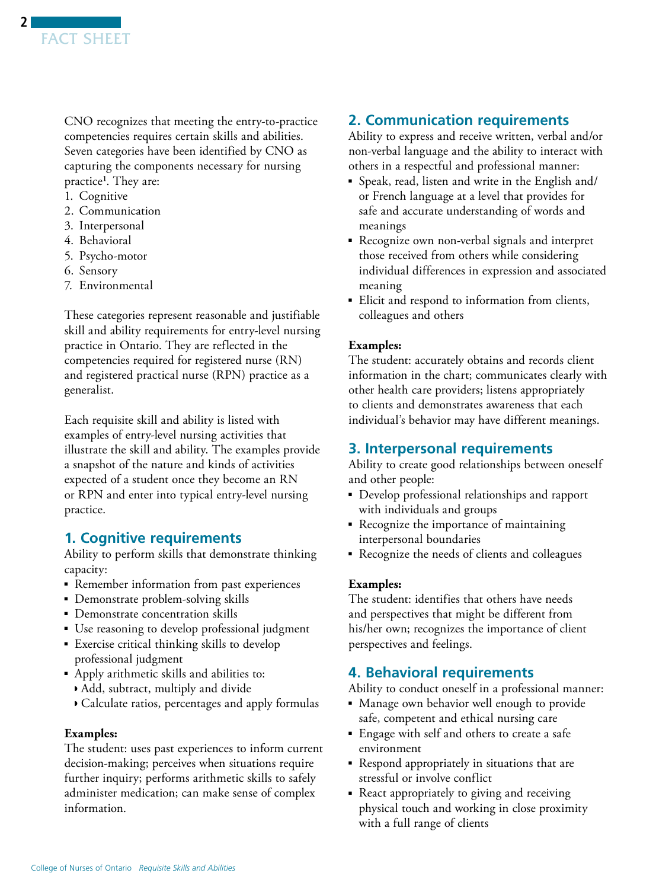CNO recognizes that meeting the entry-to-practice competencies requires certain skills and abilities. Seven categories have been identified by CNO as capturing the components necessary for nursing practice[1]. They are:

1. Cognitive
2. Communication
3. Interpersonal
4. Behavioral
5. Psycho-motor
6. Sensory
7. Environmental

These categories represent reasonable and justifiable skill and ability requirements for entry-level nursing practice in Ontario. They are reflected in the competencies required for registered nurse (RN) and registered practical nurse (RPN) practice as a generalist.

Each requisite skill and ability is listed with examples of entry-level nursing activities that illustrate the skill and ability. The examples provide a snapshot of the nature and kinds of activities expected of a student once they become an RN or RPN and enter into typical entry-level nursing practice.

## 1. Cognitive requirements

Ability to perform skills that demonstrate thinking capacity:

- Remember information from past experiences
- Demonstrate problem-solving skills
- Demonstrate concentration skills
- Use reasoning to develop professional judgment
- Exercise critical thinking skills to develop professional judgment
- Apply arithmetic skills and abilities to:
  - Add, subtract, multiply and divide
  - Calculate ratios, percentages and apply formulas

**Examples:**
The student: uses past experiences to inform current decision-making; perceives when situations require further inquiry; performs arithmetic skills to safely administer medication; can make sense of complex information.

## 2. Communication requirements

Ability to express and receive written, verbal and/or non-verbal language and the ability to interact with others in a respectful and professional manner:

- Speak, read, listen and write in the English and/or French language at a level that provides for safe and accurate understanding of words and meanings
- Recognize own non-verbal signals and interpret those received from others while considering individual differences in expression and associated meaning
- Elicit and respond to information from clients, colleagues and others

**Examples:**
The student: accurately obtains and records client information in the chart; communicates clearly with other health care providers; listens appropriately to clients and demonstrates awareness that each individual's behavior may have different meanings.

## 3. Interpersonal requirements

Ability to create good relationships between oneself and other people:

- Develop professional relationships and rapport with individuals and groups
- Recognize the importance of maintaining interpersonal boundaries
- Recognize the needs of clients and colleagues

**Examples:**
The student: identifies that others have needs and perspectives that might be different from his/her own; recognizes the importance of client perspectives and feelings.

## 4. Behavioral requirements

Ability to conduct oneself in a professional manner:

- Manage own behavior well enough to provide safe, competent and ethical nursing care
- Engage with self and others to create a safe environment
- Respond appropriately in situations that are stressful or involve conflict
- React appropriately to giving and receiving physical touch and working in close proximity with a full range of clients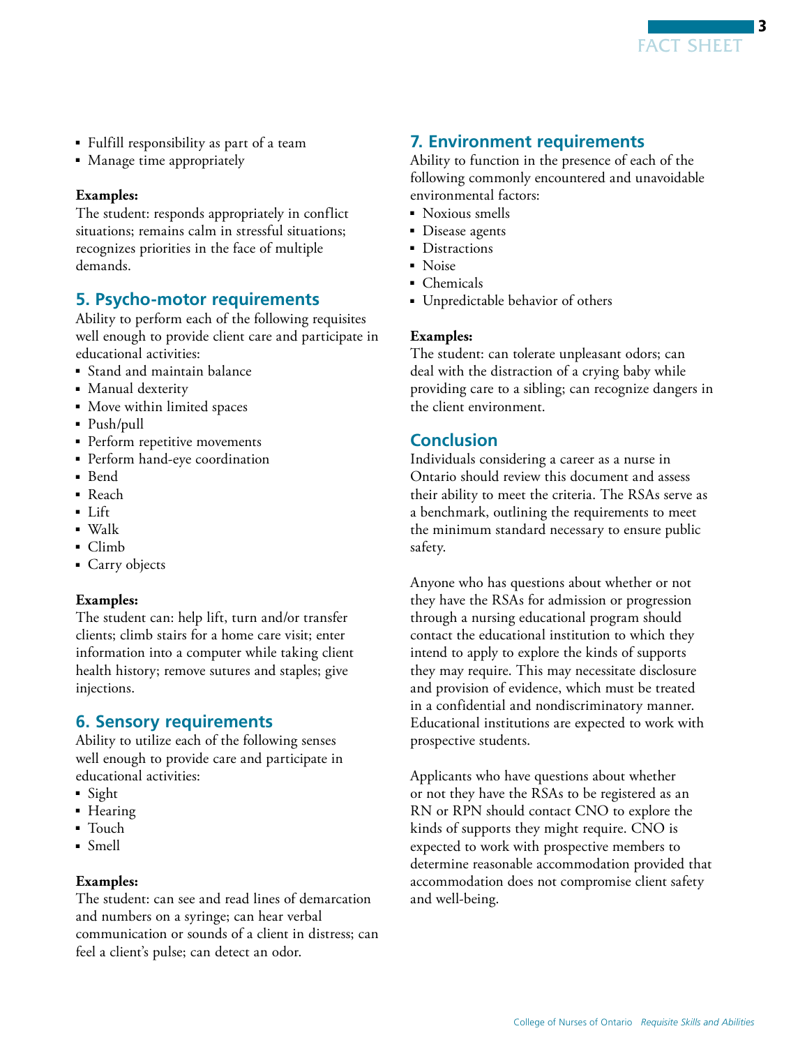- Fulfill responsibility as part of a team
- Manage time appropriately

**Examples:**
The student: responds appropriately in conflict situations; remains calm in stressful situations; recognizes priorities in the face of multiple demands.

## 5. Psycho-motor requirements

Ability to perform each of the following requisites well enough to provide client care and participate in educational activities:

- Stand and maintain balance
- Manual dexterity
- Move within limited spaces
- Push/pull
- Perform repetitive movements
- Perform hand-eye coordination
- Bend
- Reach
- Lift
- Walk
- Climb
- Carry objects

**Examples:**
The student can: help lift, turn and/or transfer clients; climb stairs for a home care visit; enter information into a computer while taking client health history; remove sutures and staples; give injections.

## 6. Sensory requirements

Ability to utilize each of the following senses well enough to provide care and participate in educational activities:

- Sight
- Hearing
- Touch
- Smell

**Examples:**
The student: can see and read lines of demarcation and numbers on a syringe; can hear verbal communication or sounds of a client in distress; can feel a client's pulse; can detect an odor.

## 7. Environment requirements

Ability to function in the presence of each of the following commonly encountered and unavoidable environmental factors:

- Noxious smells
- Disease agents
- Distractions
- Noise
- Chemicals
- Unpredictable behavior of others

**Examples:**
The student: can tolerate unpleasant odors; can deal with the distraction of a crying baby while providing care to a sibling; can recognize dangers in the client environment.

## Conclusion

Individuals considering a career as a nurse in Ontario should review this document and assess their ability to meet the criteria. The RSAs serve as a benchmark, outlining the requirements to meet the minimum standard necessary to ensure public safety.

Anyone who has questions about whether or not they have the RSAs for admission or progression through a nursing educational program should contact the educational institution to which they intend to apply to explore the kinds of supports they may require. This may necessitate disclosure and provision of evidence, which must be treated in a confidential and nondiscriminatory manner. Educational institutions are expected to work with prospective students.

Applicants who have questions about whether or not they have the RSAs to be registered as an RN or RPN should contact CNO to explore the kinds of supports they might require. CNO is expected to work with prospective members to determine reasonable accommodation provided that accommodation does not compromise client safety and well-being.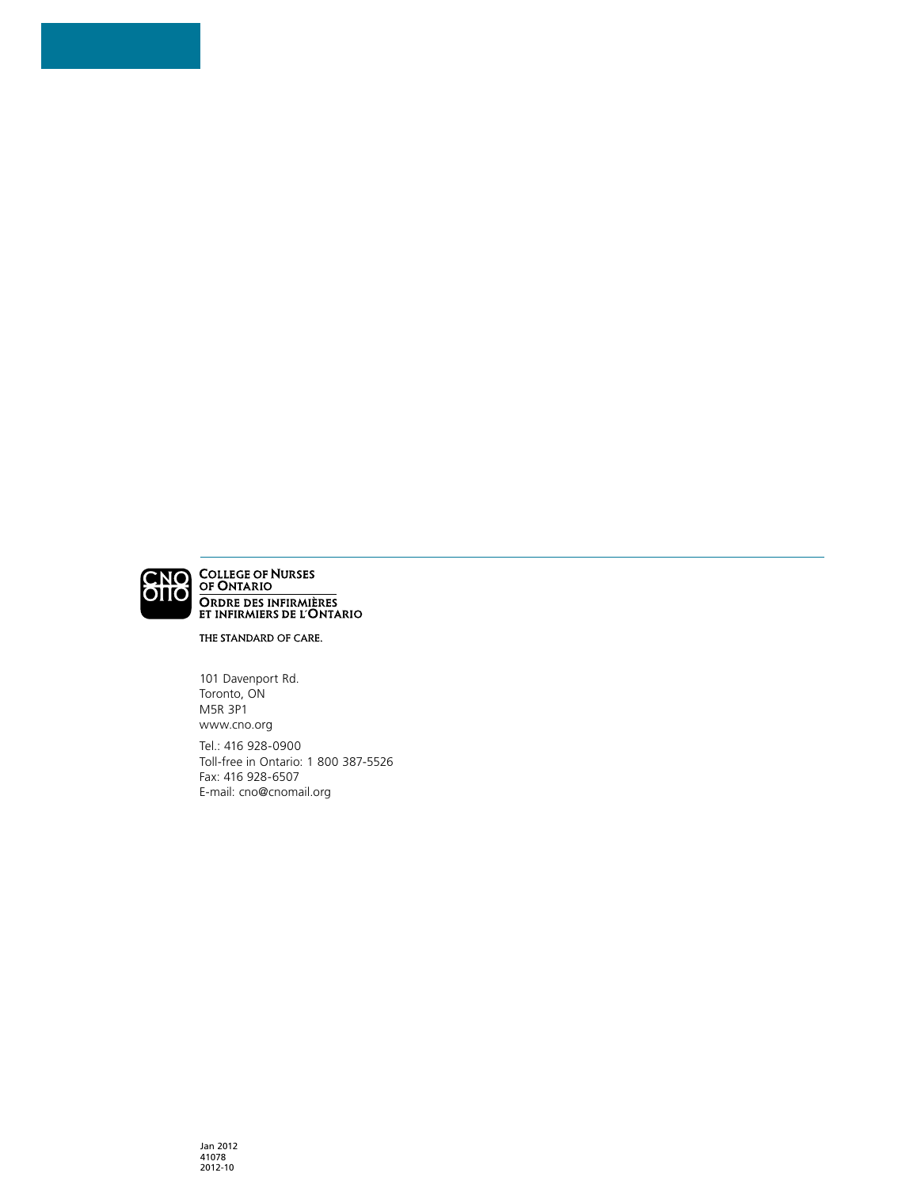College of Nurses
of Ontario

Ordre des infirmières
et infirmiers de l'Ontario

THE STANDARD OF CARE.

101 Davenport Rd.
Toronto, ON
M5R 3P1
www.cno.org

Tel.: 416 928-0900
Toll-free in Ontario: 1 800 387-5526
Fax: 416 928-6507
E-mail: cno@cnomail.org

Jan 2012
41078
2012-10